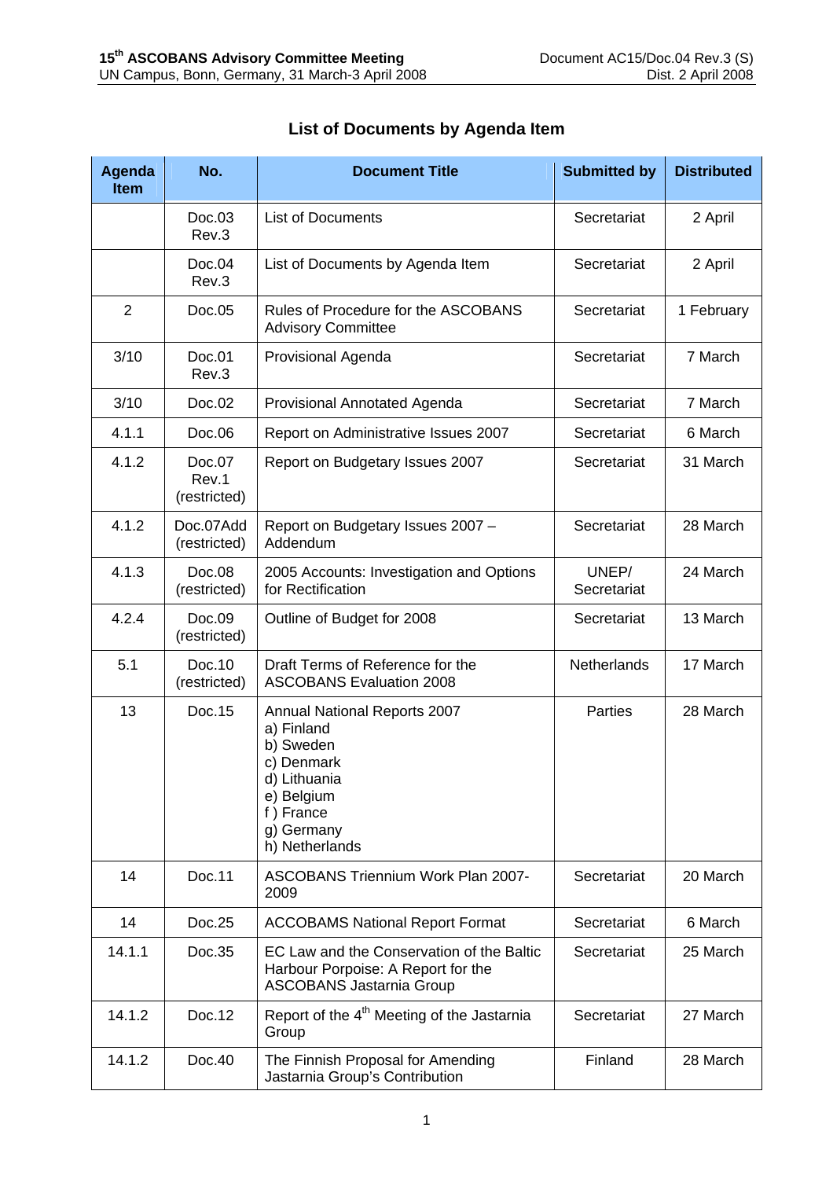## List of Documents by Agenda Item

| Agenda Item | No. | Document Title | Submitted by | Distributed |
|---|---|---|---|---|
| | Doc.03 Rev.3 | List of Documents | Secretariat | 2 April |
| | Doc.04 Rev.3 | List of Documents by Agenda Item | Secretariat | 2 April |
| 2 | Doc.05 | Rules of Procedure for the ASCOBANS Advisory Committee | Secretariat | 1 February |
| 3/10 | Doc.01 Rev.3 | Provisional Agenda | Secretariat | 7 March |
| 3/10 | Doc.02 | Provisional Annotated Agenda | Secretariat | 7 March |
| 4.1.1 | Doc.06 | Report on Administrative Issues 2007 | Secretariat | 6 March |
| 4.1.2 | Doc.07 Rev.1 (restricted) | Report on Budgetary Issues 2007 | Secretariat | 31 March |
| 4.1.2 | Doc.07Add (restricted) | Report on Budgetary Issues 2007 – Addendum | Secretariat | 28 March |
| 4.1.3 | Doc.08 (restricted) | 2005 Accounts: Investigation and Options for Rectification | UNEP/ Secretariat | 24 March |
| 4.2.4 | Doc.09 (restricted) | Outline of Budget for 2008 | Secretariat | 13 March |
| 5.1 | Doc.10 (restricted) | Draft Terms of Reference for the ASCOBANS Evaluation 2008 | Netherlands | 17 March |
| 13 | Doc.15 | Annual National Reports 2007<br>a) Finland<br>b) Sweden<br>c) Denmark<br>d) Lithuania<br>e) Belgium<br>f ) France<br>g) Germany<br>h) Netherlands | Parties | 28 March |
| 14 | Doc.11 | ASCOBANS Triennium Work Plan 2007-2009 | Secretariat | 20 March |
| 14 | Doc.25 | ACCOBAMS National Report Format | Secretariat | 6 March |
| 14.1.1 | Doc.35 | EC Law and the Conservation of the Baltic Harbour Porpoise: A Report for the ASCOBANS Jastarnia Group | Secretariat | 25 March |
| 14.1.2 | Doc.12 | Report of the 4th Meeting of the Jastarnia Group | Secretariat | 27 March |
| 14.1.2 | Doc.40 | The Finnish Proposal for Amending Jastarnia Group's Contribution | Finland | 28 March |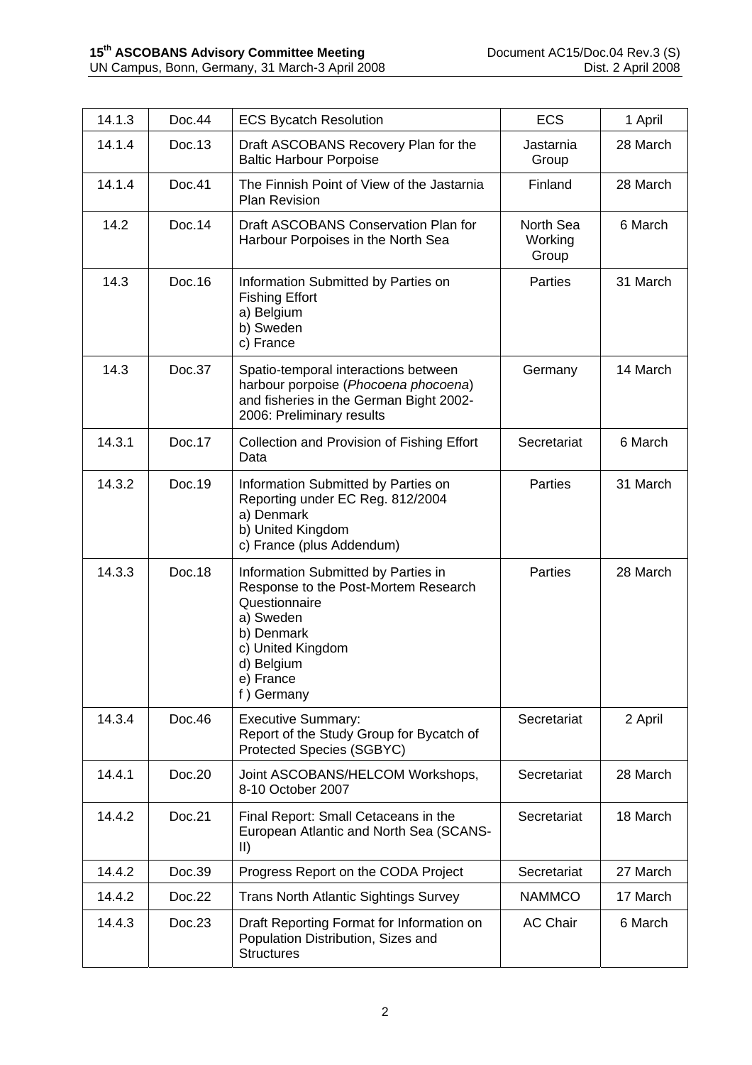| 14.1.3 | Doc.44 | ECS Bycatch Resolution | ECS | 1 April |
|---|---|---|---|---|
| 14.1.4 | Doc.13 | Draft ASCOBANS Recovery Plan for the Baltic Harbour Porpoise | Jastarnia Group | 28 March |
| 14.1.4 | Doc.41 | The Finnish Point of View of the Jastarnia Plan Revision | Finland | 28 March |
| 14.2 | Doc.14 | Draft ASCOBANS Conservation Plan for Harbour Porpoises in the North Sea | North Sea Working Group | 6 March |
| 14.3 | Doc.16 | Information Submitted by Parties on Fishing Effort<br>a) Belgium<br>b) Sweden<br>c) France | Parties | 31 March |
| 14.3 | Doc.37 | Spatio-temporal interactions between harbour porpoise (*Phocoena phocoena*) and fisheries in the German Bight 2002-2006: Preliminary results | Germany | 14 March |
| 14.3.1 | Doc.17 | Collection and Provision of Fishing Effort Data | Secretariat | 6 March |
| 14.3.2 | Doc.19 | Information Submitted by Parties on Reporting under EC Reg. 812/2004<br>a) Denmark<br>b) United Kingdom<br>c) France (plus Addendum) | Parties | 31 March |
| 14.3.3 | Doc.18 | Information Submitted by Parties in Response to the Post-Mortem Research Questionnaire<br>a) Sweden<br>b) Denmark<br>c) United Kingdom<br>d) Belgium<br>e) France<br>f ) Germany | Parties | 28 March |
| 14.3.4 | Doc.46 | Executive Summary:<br>Report of the Study Group for Bycatch of Protected Species (SGBYC) | Secretariat | 2 April |
| 14.4.1 | Doc.20 | Joint ASCOBANS/HELCOM Workshops, 8-10 October 2007 | Secretariat | 28 March |
| 14.4.2 | Doc.21 | Final Report: Small Cetaceans in the European Atlantic and North Sea (SCANS-II) | Secretariat | 18 March |
| 14.4.2 | Doc.39 | Progress Report on the CODA Project | Secretariat | 27 March |
| 14.4.2 | Doc.22 | Trans North Atlantic Sightings Survey | NAMMCO | 17 March |
| 14.4.3 | Doc.23 | Draft Reporting Format for Information on Population Distribution, Sizes and Structures | AC Chair | 6 March |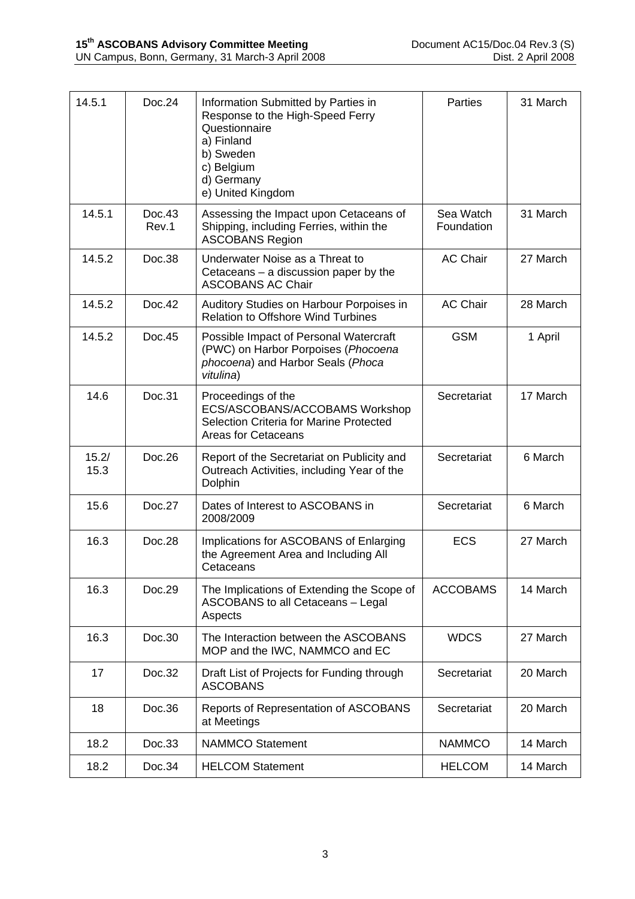| | | | | |
|---|---|---|---|---|
| 14.5.1 | Doc.24 | Information Submitted by Parties in Response to the High-Speed Ferry Questionnaire<br>a) Finland<br>b) Sweden<br>c) Belgium<br>d) Germany<br>e) United Kingdom | Parties | 31 March |
| 14.5.1 | Doc.43 Rev.1 | Assessing the Impact upon Cetaceans of Shipping, including Ferries, within the ASCOBANS Region | Sea Watch Foundation | 31 March |
| 14.5.2 | Doc.38 | Underwater Noise as a Threat to Cetaceans – a discussion paper by the ASCOBANS AC Chair | AC Chair | 27 March |
| 14.5.2 | Doc.42 | Auditory Studies on Harbour Porpoises in Relation to Offshore Wind Turbines | AC Chair | 28 March |
| 14.5.2 | Doc.45 | Possible Impact of Personal Watercraft (PWC) on Harbor Porpoises (*Phocoena phocoena*) and Harbor Seals (*Phoca vitulina*) | GSM | 1 April |
| 14.6 | Doc.31 | Proceedings of the ECS/ASCOBANS/ACCOBAMS Workshop Selection Criteria for Marine Protected Areas for Cetaceans | Secretariat | 17 March |
| 15.2/ 15.3 | Doc.26 | Report of the Secretariat on Publicity and Outreach Activities, including Year of the Dolphin | Secretariat | 6 March |
| 15.6 | Doc.27 | Dates of Interest to ASCOBANS in 2008/2009 | Secretariat | 6 March |
| 16.3 | Doc.28 | Implications for ASCOBANS of Enlarging the Agreement Area and Including All Cetaceans | ECS | 27 March |
| 16.3 | Doc.29 | The Implications of Extending the Scope of ASCOBANS to all Cetaceans – Legal Aspects | ACCOBAMS | 14 March |
| 16.3 | Doc.30 | The Interaction between the ASCOBANS MOP and the IWC, NAMMCO and EC | WDCS | 27 March |
| 17 | Doc.32 | Draft List of Projects for Funding through ASCOBANS | Secretariat | 20 March |
| 18 | Doc.36 | Reports of Representation of ASCOBANS at Meetings | Secretariat | 20 March |
| 18.2 | Doc.33 | NAMMCO Statement | NAMMCO | 14 March |
| 18.2 | Doc.34 | HELCOM Statement | HELCOM | 14 March |